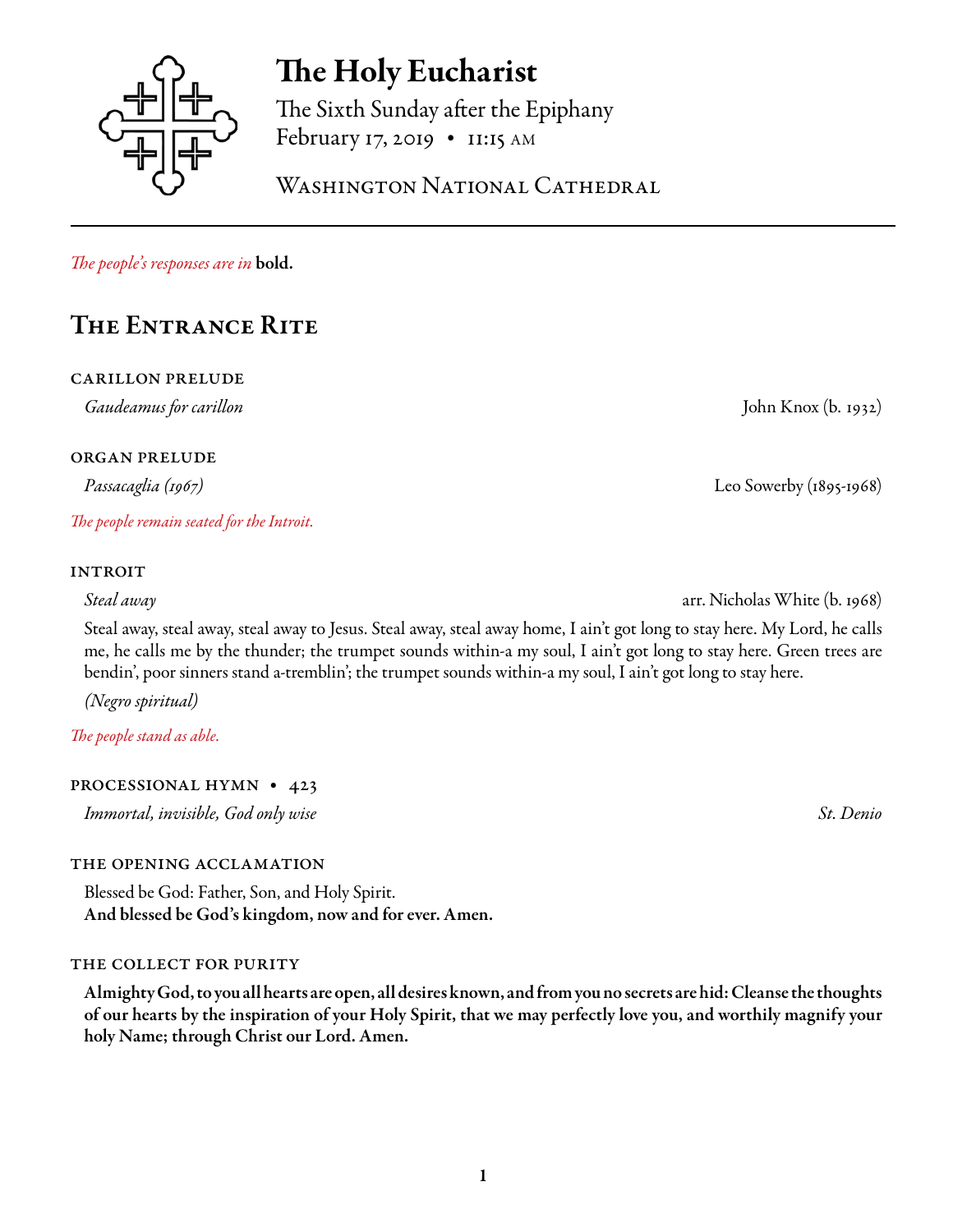# The Holy Eucharist

The Sixth Sunday after the Epiphany
February 17, 2019 • 11:15 AM

Washington National Cathedral

*The people's responses are in* **bold.**

## The Entrance Rite

### CARILLON PRELUDE

*Gaudeamus for carillon* — John Knox (b. 1932)

### ORGAN PRELUDE

*Passacaglia (1967)* — Leo Sowerby (1895-1968)

*The people remain seated for the Introit.*

### INTROIT

*Steal away* — arr. Nicholas White (b. 1968)

Steal away, steal away, steal away to Jesus. Steal away, steal away home, I ain't got long to stay here. My Lord, he calls me, he calls me by the thunder; the trumpet sounds within-a my soul, I ain't got long to stay here. Green trees are bendin', poor sinners stand a-tremblin'; the trumpet sounds within-a my soul, I ain't got long to stay here.

*(Negro spiritual)*

*The people stand as able.*

### PROCESSIONAL HYMN • 423

*Immortal, invisible, God only wise* — *St. Denio*

### THE OPENING ACCLAMATION

Blessed be God: Father, Son, and Holy Spirit.
**And blessed be God's kingdom, now and for ever. Amen.**

### THE COLLECT FOR PURITY

**Almighty God, to you all hearts are open, all desires known, and from you no secrets are hid: Cleanse the thoughts of our hearts by the inspiration of your Holy Spirit, that we may perfectly love you, and worthily magnify your holy Name; through Christ our Lord. Amen.**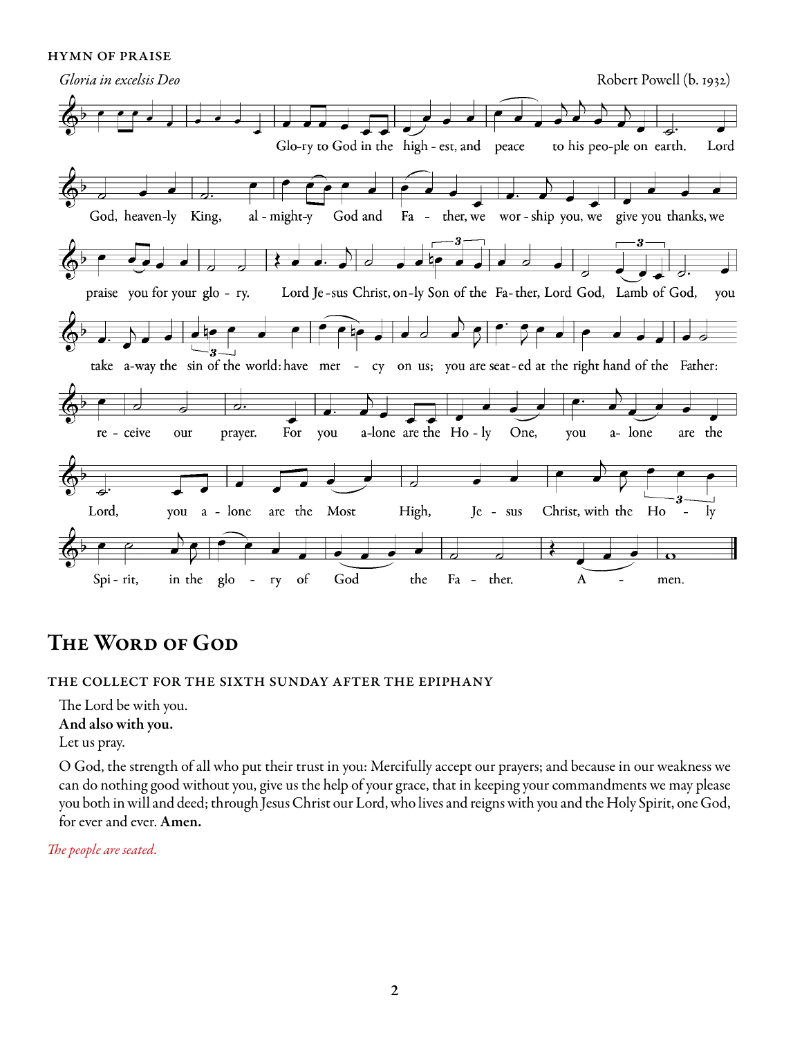HYMN OF PRAISE

*Gloria in excelsis Deo*

Robert Powell (b. 1932)

Glo-ry to God in the high-est, and peace to his peo-ple on earth. Lord God, heaven-ly King, al-might-y God and Fa-ther, we wor-ship you, we give you thanks, we praise you for your glo-ry. Lord Je-sus Christ, on-ly Son of the Fa-ther, Lord God, Lamb of God, you take a-way the sin of the world: have mer-cy on us; you are seat-ed at the right hand of the Father: re-ceive our prayer. For you a-lone are the Ho-ly One, you a-lone are the Lord, you a-lone are the Most High, Je-sus Christ, with the Ho-ly Spi-rit, in the glo-ry of God the Fa-ther. A-men.

# The Word of God

THE COLLECT FOR THE SIXTH SUNDAY AFTER THE EPIPHANY

The Lord be with you.
**And also with you.**
Let us pray.

O God, the strength of all who put their trust in you: Mercifully accept our prayers; and because in our weakness we can do nothing good without you, give us the help of your grace, that in keeping your commandments we may please you both in will and deed; through Jesus Christ our Lord, who lives and reigns with you and the Holy Spirit, one God, for ever and ever. **Amen.**

*The people are seated.*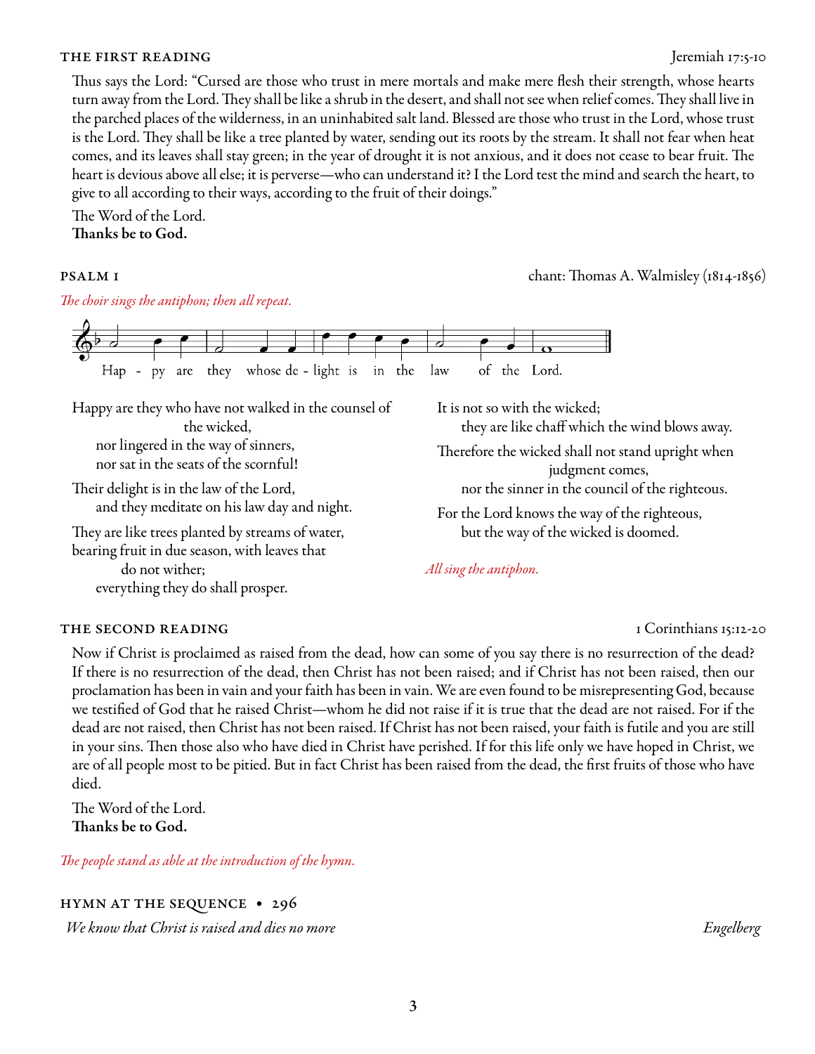## THE FIRST READING

Jeremiah 17:5-10

Thus says the Lord: "Cursed are those who trust in mere mortals and make mere flesh their strength, whose hearts turn away from the Lord. They shall be like a shrub in the desert, and shall not see when relief comes. They shall live in the parched places of the wilderness, in an uninhabited salt land. Blessed are those who trust in the Lord, whose trust is the Lord. They shall be like a tree planted by water, sending out its roots by the stream. It shall not fear when heat comes, and its leaves shall stay green; in the year of drought it is not anxious, and it does not cease to bear fruit. The heart is devious above all else; it is perverse—who can understand it? I the Lord test the mind and search the heart, to give to all according to their ways, according to the fruit of their doings."

The Word of the Lord.
**Thanks be to God.**

## PSALM 1

chant: Thomas A. Walmisley (1814-1856)

*The choir sings the antiphon; then all repeat.*

Hap - py are they whose de - light is in the law of the Lord.

Happy are they who have not walked in the counsel of the wicked,
nor lingered in the way of sinners,
nor sat in the seats of the scornful!

Their delight is in the law of the Lord,
and they meditate on his law day and night.

They are like trees planted by streams of water,
bearing fruit in due season, with leaves that do not wither;
everything they do shall prosper.

It is not so with the wicked;
they are like chaff which the wind blows away.

Therefore the wicked shall not stand upright when judgment comes,
nor the sinner in the council of the righteous.

For the Lord knows the way of the righteous,
but the way of the wicked is doomed.

*All sing the antiphon.*

## THE SECOND READING

1 Corinthians 15:12-20

Now if Christ is proclaimed as raised from the dead, how can some of you say there is no resurrection of the dead? If there is no resurrection of the dead, then Christ has not been raised; and if Christ has not been raised, then our proclamation has been in vain and your faith has been in vain. We are even found to be misrepresenting God, because we testified of God that he raised Christ—whom he did not raise if it is true that the dead are not raised. For if the dead are not raised, then Christ has not been raised. If Christ has not been raised, your faith is futile and you are still in your sins. Then those also who have died in Christ have perished. If for this life only we have hoped in Christ, we are of all people most to be pitied. But in fact Christ has been raised from the dead, the first fruits of those who have died.

The Word of the Lord.
**Thanks be to God.**

*The people stand as able at the introduction of the hymn.*

## HYMN AT THE SEQUENCE • 296

*We know that Christ is raised and dies no more* — *Engelberg*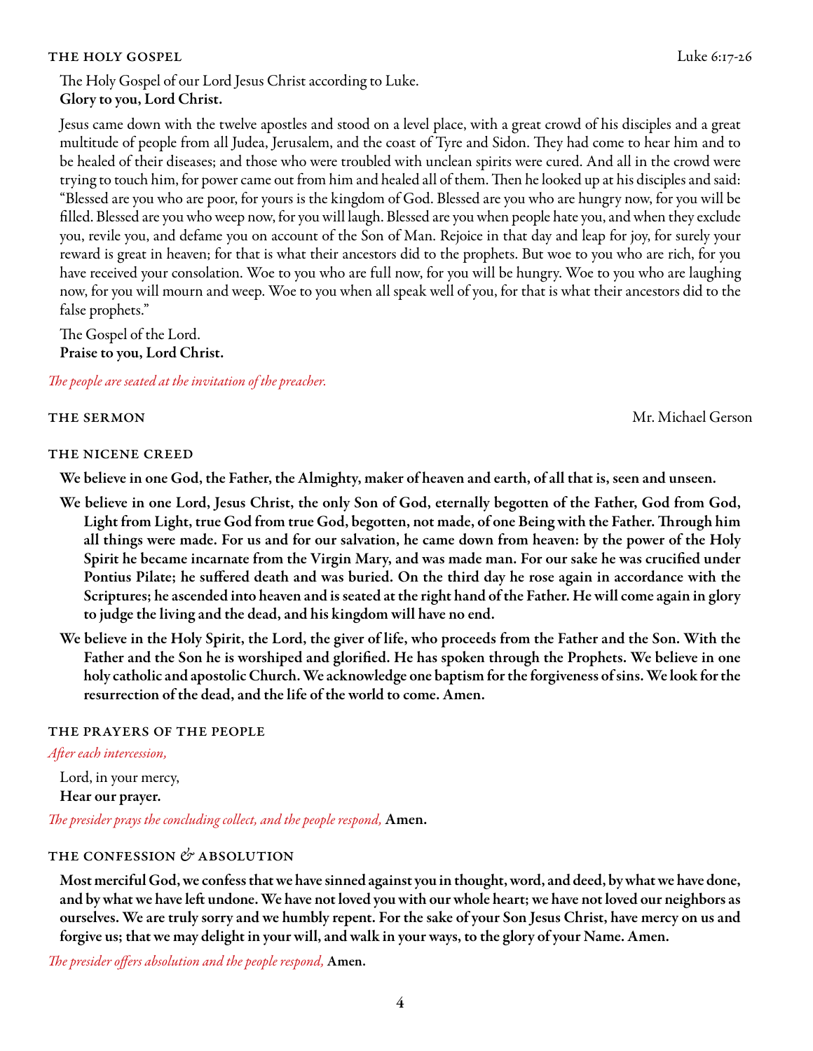## THE HOLY GOSPEL Luke 6:17-26

The Holy Gospel of our Lord Jesus Christ according to Luke.
**Glory to you, Lord Christ.**

Jesus came down with the twelve apostles and stood on a level place, with a great crowd of his disciples and a great multitude of people from all Judea, Jerusalem, and the coast of Tyre and Sidon. They had come to hear him and to be healed of their diseases; and those who were troubled with unclean spirits were cured. And all in the crowd were trying to touch him, for power came out from him and healed all of them. Then he looked up at his disciples and said: "Blessed are you who are poor, for yours is the kingdom of God. Blessed are you who are hungry now, for you will be filled. Blessed are you who weep now, for you will laugh. Blessed are you when people hate you, and when they exclude you, revile you, and defame you on account of the Son of Man. Rejoice in that day and leap for joy, for surely your reward is great in heaven; for that is what their ancestors did to the prophets. But woe to you who are rich, for you have received your consolation. Woe to you who are full now, for you will be hungry. Woe to you who are laughing now, for you will mourn and weep. Woe to you when all speak well of you, for that is what their ancestors did to the false prophets."

The Gospel of the Lord.
**Praise to you, Lord Christ.**

*The people are seated at the invitation of the preacher.*

## THE SERMON Mr. Michael Gerson

## THE NICENE CREED

**We believe in one God, the Father, the Almighty, maker of heaven and earth, of all that is, seen and unseen.**

**We believe in one Lord, Jesus Christ, the only Son of God, eternally begotten of the Father, God from God, Light from Light, true God from true God, begotten, not made, of one Being with the Father. Through him all things were made. For us and for our salvation, he came down from heaven: by the power of the Holy Spirit he became incarnate from the Virgin Mary, and was made man. For our sake he was crucified under Pontius Pilate; he suffered death and was buried. On the third day he rose again in accordance with the Scriptures; he ascended into heaven and is seated at the right hand of the Father. He will come again in glory to judge the living and the dead, and his kingdom will have no end.**

**We believe in the Holy Spirit, the Lord, the giver of life, who proceeds from the Father and the Son. With the Father and the Son he is worshiped and glorified. He has spoken through the Prophets. We believe in one holy catholic and apostolic Church. We acknowledge one baptism for the forgiveness of sins. We look for the resurrection of the dead, and the life of the world to come. Amen.**

## THE PRAYERS OF THE PEOPLE

*After each intercession,*

Lord, in your mercy,
**Hear our prayer.**

*The presider prays the concluding collect, and the people respond,* **Amen.**

## THE CONFESSION & ABSOLUTION

**Most merciful God, we confess that we have sinned against you in thought, word, and deed, by what we have done, and by what we have left undone. We have not loved you with our whole heart; we have not loved our neighbors as ourselves. We are truly sorry and we humbly repent. For the sake of your Son Jesus Christ, have mercy on us and forgive us; that we may delight in your will, and walk in your ways, to the glory of your Name. Amen.**

*The presider offers absolution and the people respond,* **Amen.**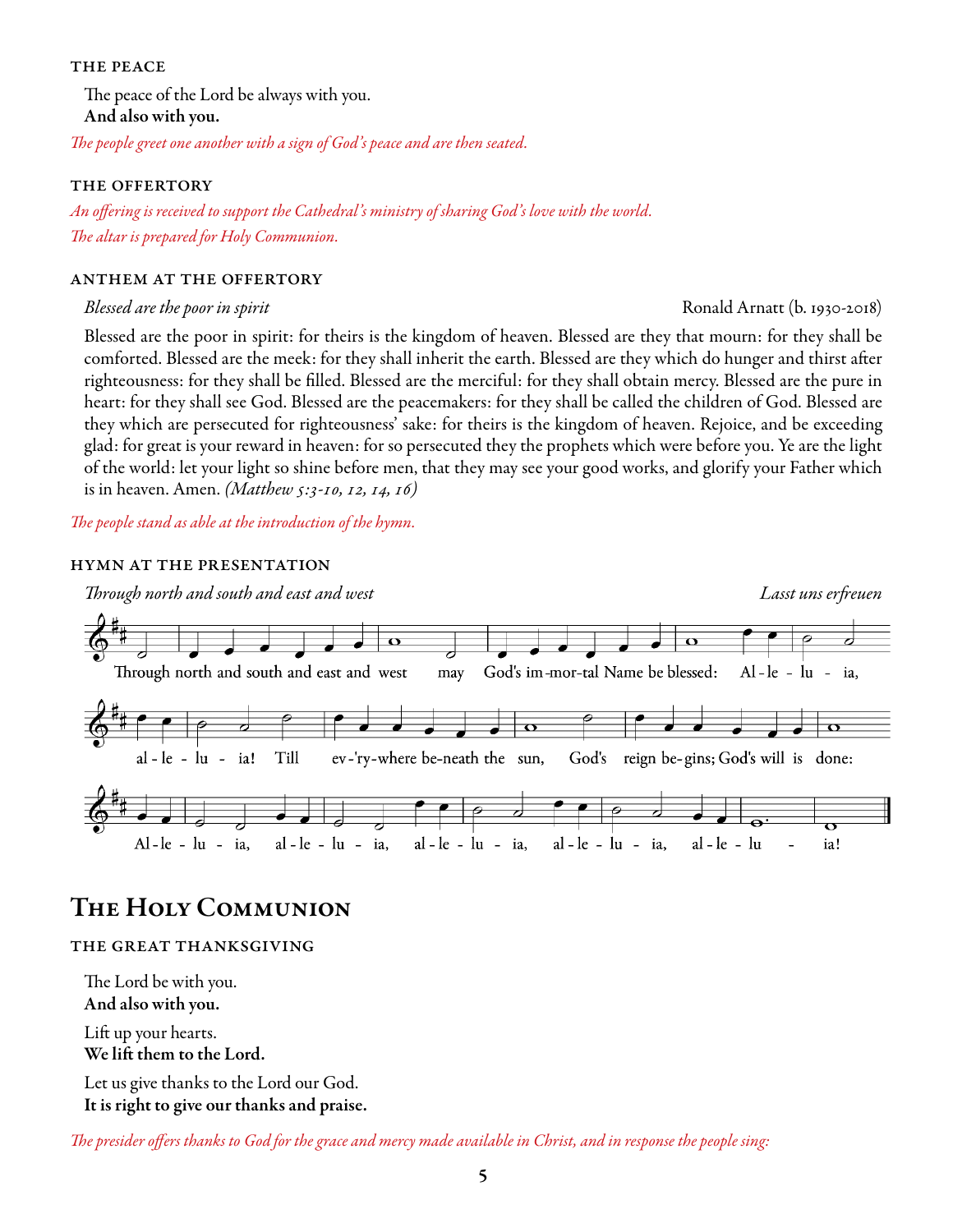#### THE PEACE

The peace of the Lord be always with you.
**And also with you.**

*The people greet one another with a sign of God's peace and are then seated.*

#### THE OFFERTORY

*An offering is received to support the Cathedral's ministry of sharing God's love with the world.*
*The altar is prepared for Holy Communion.*

#### ANTHEM AT THE OFFERTORY

*Blessed are the poor in spirit* — Ronald Arnatt (b. 1930-2018)

Blessed are the poor in spirit: for theirs is the kingdom of heaven. Blessed are they that mourn: for they shall be comforted. Blessed are the meek: for they shall inherit the earth. Blessed are they which do hunger and thirst after righteousness: for they shall be filled. Blessed are the merciful: for they shall obtain mercy. Blessed are the pure in heart: for they shall see God. Blessed are the peacemakers: for they shall be called the children of God. Blessed are they which are persecuted for righteousness' sake: for theirs is the kingdom of heaven. Rejoice, and be exceeding glad: for great is your reward in heaven: for so persecuted they the prophets which were before you. Ye are the light of the world: let your light so shine before men, that they may see your good works, and glorify your Father which is in heaven. Amen. *(Matthew 5:3-10, 12, 14, 16)*

*The people stand as able at the introduction of the hymn.*

#### HYMN AT THE PRESENTATION

*Through north and south and east and west* — *Lasst uns erfreuen*

Through north and south and east and west may God's im-mor-tal Name be blessed: Al-le-lu-ia, al-le-lu-ia! Till ev-'ry-where be-neath the sun, God's reign be-gins; God's will is done: Al-le-lu-ia, al-le-lu-ia, al-le-lu-ia, al-le-lu-ia, al-le-lu-ia!

## The Holy Communion

#### THE GREAT THANKSGIVING

The Lord be with you.
**And also with you.**

Lift up your hearts.
**We lift them to the Lord.**

Let us give thanks to the Lord our God.
**It is right to give our thanks and praise.**

*The presider offers thanks to God for the grace and mercy made available in Christ, and in response the people sing:*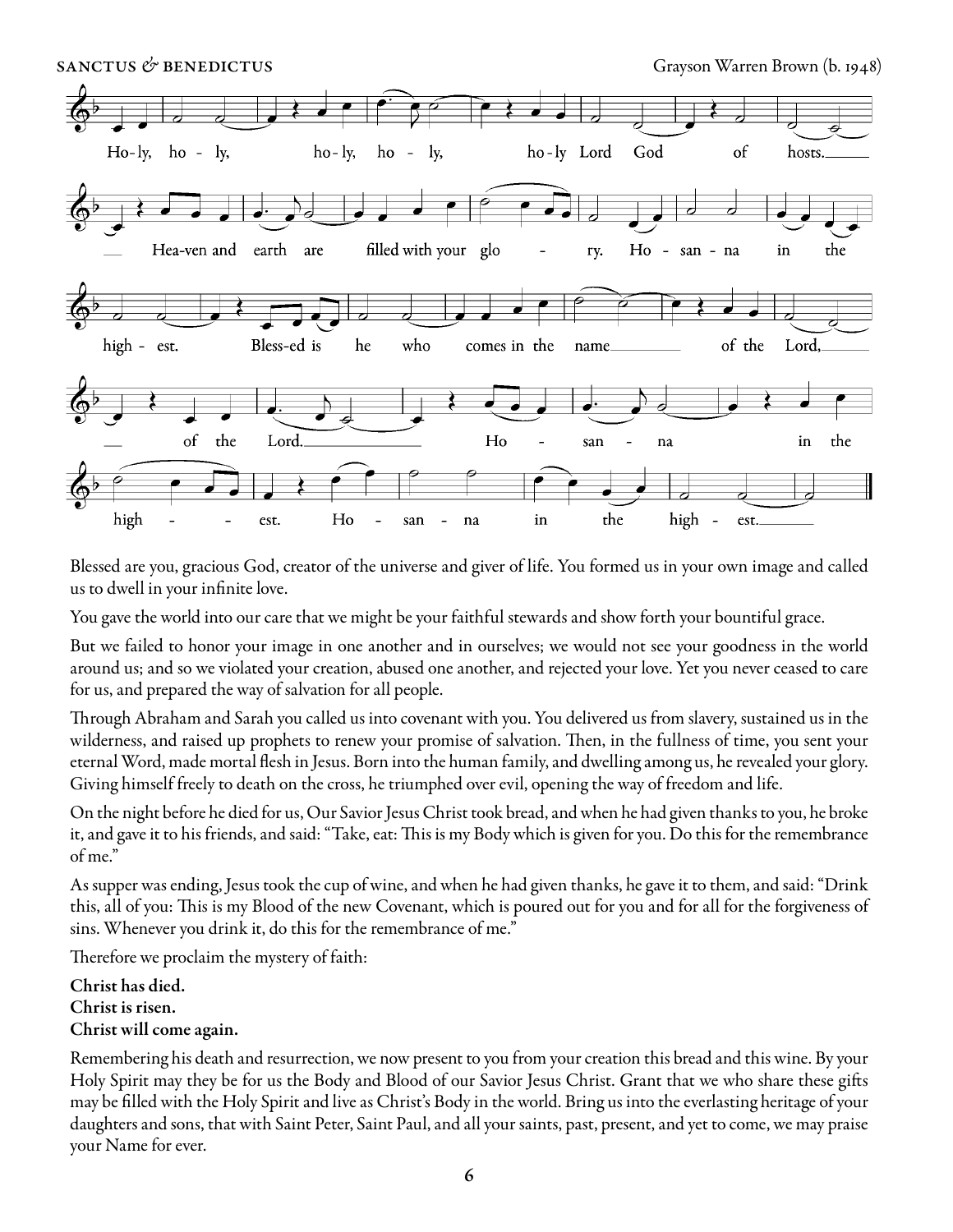SANCTUS & BENEDICTUS

Grayson Warren Brown (b. 1948)

Ho-ly, ho-ly, ho-ly, ho-ly, ho-ly Lord God of hosts. Hea-ven and earth are filled with your glo-ry. Ho-san-na in the high-est. Bless-ed is he who comes in the name of the Lord, of the Lord. Ho-san-na in the high-est. Ho-san-na in the high-est.

Blessed are you, gracious God, creator of the universe and giver of life. You formed us in your own image and called us to dwell in your infinite love.

You gave the world into our care that we might be your faithful stewards and show forth your bountiful grace.

But we failed to honor your image in one another and in ourselves; we would not see your goodness in the world around us; and so we violated your creation, abused one another, and rejected your love. Yet you never ceased to care for us, and prepared the way of salvation for all people.

Through Abraham and Sarah you called us into covenant with you. You delivered us from slavery, sustained us in the wilderness, and raised up prophets to renew your promise of salvation. Then, in the fullness of time, you sent your eternal Word, made mortal flesh in Jesus. Born into the human family, and dwelling among us, he revealed your glory. Giving himself freely to death on the cross, he triumphed over evil, opening the way of freedom and life.

On the night before he died for us, Our Savior Jesus Christ took bread, and when he had given thanks to you, he broke it, and gave it to his friends, and said: "Take, eat: This is my Body which is given for you. Do this for the remembrance of me."

As supper was ending, Jesus took the cup of wine, and when he had given thanks, he gave it to them, and said: "Drink this, all of you: This is my Blood of the new Covenant, which is poured out for you and for all for the forgiveness of sins. Whenever you drink it, do this for the remembrance of me."

Therefore we proclaim the mystery of faith:

**Christ has died.**
**Christ is risen.**
**Christ will come again.**

Remembering his death and resurrection, we now present to you from your creation this bread and this wine. By your Holy Spirit may they be for us the Body and Blood of our Savior Jesus Christ. Grant that we who share these gifts may be filled with the Holy Spirit and live as Christ's Body in the world. Bring us into the everlasting heritage of your daughters and sons, that with Saint Peter, Saint Paul, and all your saints, past, present, and yet to come, we may praise your Name for ever.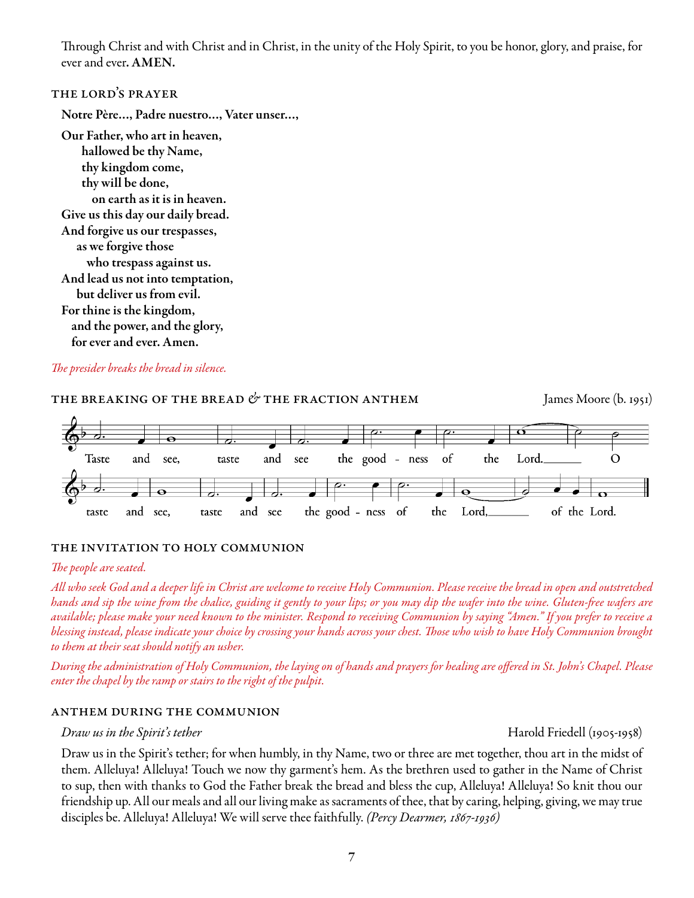Through Christ and with Christ and in Christ, in the unity of the Holy Spirit, to you be honor, glory, and praise, for ever and ever. **AMEN.**

### THE LORD'S PRAYER

**Notre Père…, Padre nuestro…, Vater unser…,**

**Our Father, who art in heaven,**
**hallowed be thy Name,**
**thy kingdom come,**
**thy will be done,**
**on earth as it is in heaven.**
**Give us this day our daily bread.**
**And forgive us our trespasses,**
**as we forgive those**
**who trespass against us.**
**And lead us not into temptation,**
**but deliver us from evil.**
**For thine is the kingdom,**
**and the power, and the glory,**
**for ever and ever. Amen.**

*The presider breaks the bread in silence.*

### THE BREAKING OF THE BREAD & THE FRACTION ANTHEM

James Moore (b. 1951)

Taste and see, taste and see the good - ness of the Lord.\_\_\_\_\_\_ O taste and see, taste and see the good - ness of the Lord,\_\_\_\_\_\_ of the Lord.

### THE INVITATION TO HOLY COMMUNION

*The people are seated.*

*All who seek God and a deeper life in Christ are welcome to receive Holy Communion. Please receive the bread in open and outstretched hands and sip the wine from the chalice, guiding it gently to your lips; or you may dip the wafer into the wine. Gluten-free wafers are available; please make your need known to the minister. Respond to receiving Communion by saying "Amen." If you prefer to receive a blessing instead, please indicate your choice by crossing your hands across your chest. Those who wish to have Holy Communion brought to them at their seat should notify an usher.*

*During the administration of Holy Communion, the laying on of hands and prayers for healing are offered in St. John's Chapel. Please enter the chapel by the ramp or stairs to the right of the pulpit.*

### ANTHEM DURING THE COMMUNION

*Draw us in the Spirit's tether* — Harold Friedell (1905-1958)

Draw us in the Spirit's tether; for when humbly, in thy Name, two or three are met together, thou art in the midst of them. Alleluya! Alleluya! Touch we now thy garment's hem. As the brethren used to gather in the Name of Christ to sup, then with thanks to God the Father break the bread and bless the cup, Alleluya! Alleluya! So knit thou our friendship up. All our meals and all our living make as sacraments of thee, that by caring, helping, giving, we may true disciples be. Alleluya! Alleluya! We will serve thee faithfully. *(Percy Dearmer, 1867-1936)*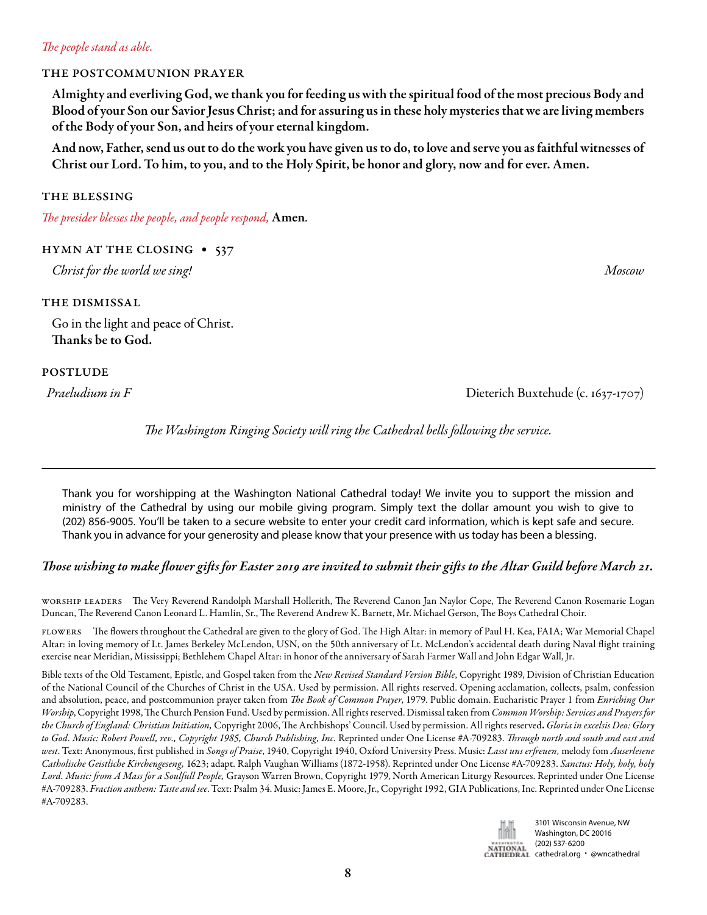*The people stand as able.*

## THE POSTCOMMUNION PRAYER

**Almighty and everliving God, we thank you for feeding us with the spiritual food of the most precious Body and Blood of your Son our Savior Jesus Christ; and for assuring us in these holy mysteries that we are living members of the Body of your Son, and heirs of your eternal kingdom.**

**And now, Father, send us out to do the work you have given us to do, to love and serve you as faithful witnesses of Christ our Lord. To him, to you, and to the Holy Spirit, be honor and glory, now and for ever. Amen.**

## THE BLESSING

*The presider blesses the people, and people respond,* **Amen**.

## HYMN AT THE CLOSING • 537

*Christ for the world we sing!* *Moscow*

## THE DISMISSAL

Go in the light and peace of Christ.
**Thanks be to God.**

## POSTLUDE

*Praeludium in F* Dieterich Buxtehude (c. 1637-1707)

*The Washington Ringing Society will ring the Cathedral bells following the service.*

---

Thank you for worshipping at the Washington National Cathedral today! We invite you to support the mission and ministry of the Cathedral by using our mobile giving program. Simply text the dollar amount you wish to give to (202) 856-9005. You'll be taken to a secure website to enter your credit card information, which is kept safe and secure. Thank you in advance for your generosity and please know that your presence with us today has been a blessing.

***Those wishing to make flower gifts for Easter 2019 are invited to submit their gifts to the Altar Guild before March 21.***

WORSHIP LEADERS The Very Reverend Randolph Marshall Hollerith, The Reverend Canon Jan Naylor Cope, The Reverend Canon Rosemarie Logan Duncan, The Reverend Canon Leonard L. Hamlin, Sr., The Reverend Andrew K. Barnett, Mr. Michael Gerson, The Boys Cathedral Choir.

FLOWERS The flowers throughout the Cathedral are given to the glory of God. The High Altar: in memory of Paul H. Kea, FAIA; War Memorial Chapel Altar: in loving memory of Lt. James Berkeley McLendon, USN, on the 50th anniversary of Lt. McLendon's accidental death during Naval flight training exercise near Meridian, Mississippi; Bethlehem Chapel Altar: in honor of the anniversary of Sarah Farmer Wall and John Edgar Wall, Jr.

Bible texts of the Old Testament, Epistle, and Gospel taken from the *New Revised Standard Version Bible*, Copyright 1989, Division of Christian Education of the National Council of the Churches of Christ in the USA. Used by permission. All rights reserved. Opening acclamation, collects, psalm, confession and absolution, peace, and postcommunion prayer taken from *The Book of Common Prayer*, 1979. Public domain. Eucharistic Prayer 1 from *Enriching Our Worship*, Copyright 1998, The Church Pension Fund. Used by permission. All rights reserved. Dismissal taken from *Common Worship: Services and Prayers for the Church of England: Christian Initiation,* Copyright 2006, The Archbishops' Council. Used by permission. All rights reserved**.** *Gloria in excelsis Deo: Glory to God. Music: Robert Powell, rev., Copyright 1985, Church Publishing, Inc.* Reprinted under One License #A-709283. *Through north and south and east and west*. Text: Anonymous, first published in *Songs of Praise*, 1940, Copyright 1940, Oxford University Press. Music: *Lasst uns erfreuen,* melody fom *Auserlesene Catholische Geistliche Kirchengeseng,* 1623; adapt. Ralph Vaughan Williams (1872-1958). Reprinted under One License #A-709283. *Sanctus: Holy, holy, holy Lord. Music: from A Mass for a Soulfull People,* Grayson Warren Brown, Copyright 1979, North American Liturgy Resources. Reprinted under One License #A-709283. *Fraction anthem: Taste and see*. Text: Psalm 34. Music: James E. Moore, Jr., Copyright 1992, GIA Publications, Inc. Reprinted under One License #A-709283.

WASHINGTON NATIONAL CATHEDRAL
3101 Wisconsin Avenue, NW
Washington, DC 20016
(202) 537-6200
cathedral.org • @wncathedral